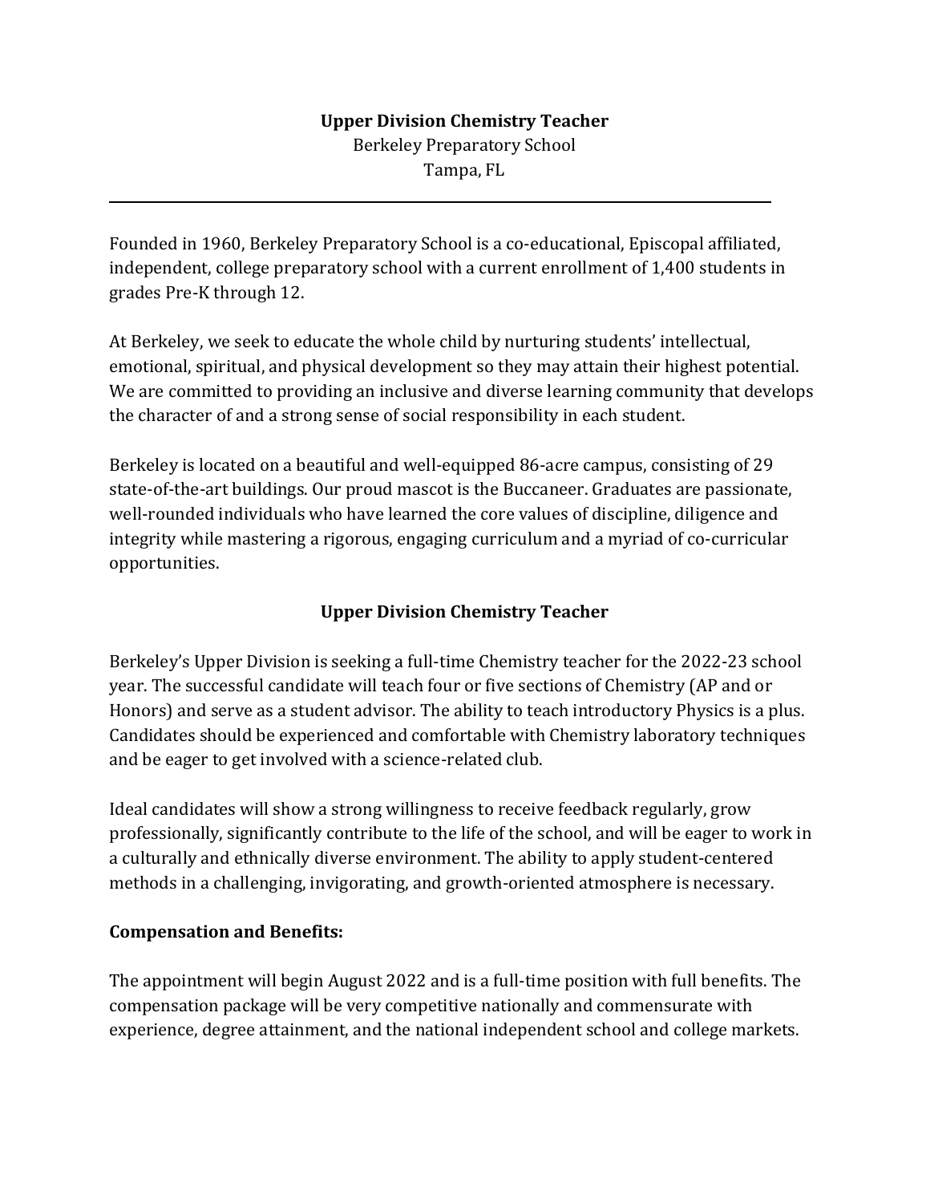# Upper Division Chemistry Teacher

Berkeley Preparatory School
Tampa, FL

---

Founded in 1960, Berkeley Preparatory School is a co-educational, Episcopal affiliated, independent, college preparatory school with a current enrollment of 1,400 students in grades Pre-K through 12.

At Berkeley, we seek to educate the whole child by nurturing students' intellectual, emotional, spiritual, and physical development so they may attain their highest potential. We are committed to providing an inclusive and diverse learning community that develops the character of and a strong sense of social responsibility in each student.

Berkeley is located on a beautiful and well-equipped 86-acre campus, consisting of 29 state-of-the-art buildings. Our proud mascot is the Buccaneer. Graduates are passionate, well-rounded individuals who have learned the core values of discipline, diligence and integrity while mastering a rigorous, engaging curriculum and a myriad of co-curricular opportunities.

## Upper Division Chemistry Teacher

Berkeley's Upper Division is seeking a full-time Chemistry teacher for the 2022-23 school year. The successful candidate will teach four or five sections of Chemistry (AP and or Honors) and serve as a student advisor. The ability to teach introductory Physics is a plus. Candidates should be experienced and comfortable with Chemistry laboratory techniques and be eager to get involved with a science-related club.

Ideal candidates will show a strong willingness to receive feedback regularly, grow professionally, significantly contribute to the life of the school, and will be eager to work in a culturally and ethnically diverse environment. The ability to apply student-centered methods in a challenging, invigorating, and growth-oriented atmosphere is necessary.

### Compensation and Benefits:

The appointment will begin August 2022 and is a full-time position with full benefits. The compensation package will be very competitive nationally and commensurate with experience, degree attainment, and the national independent school and college markets.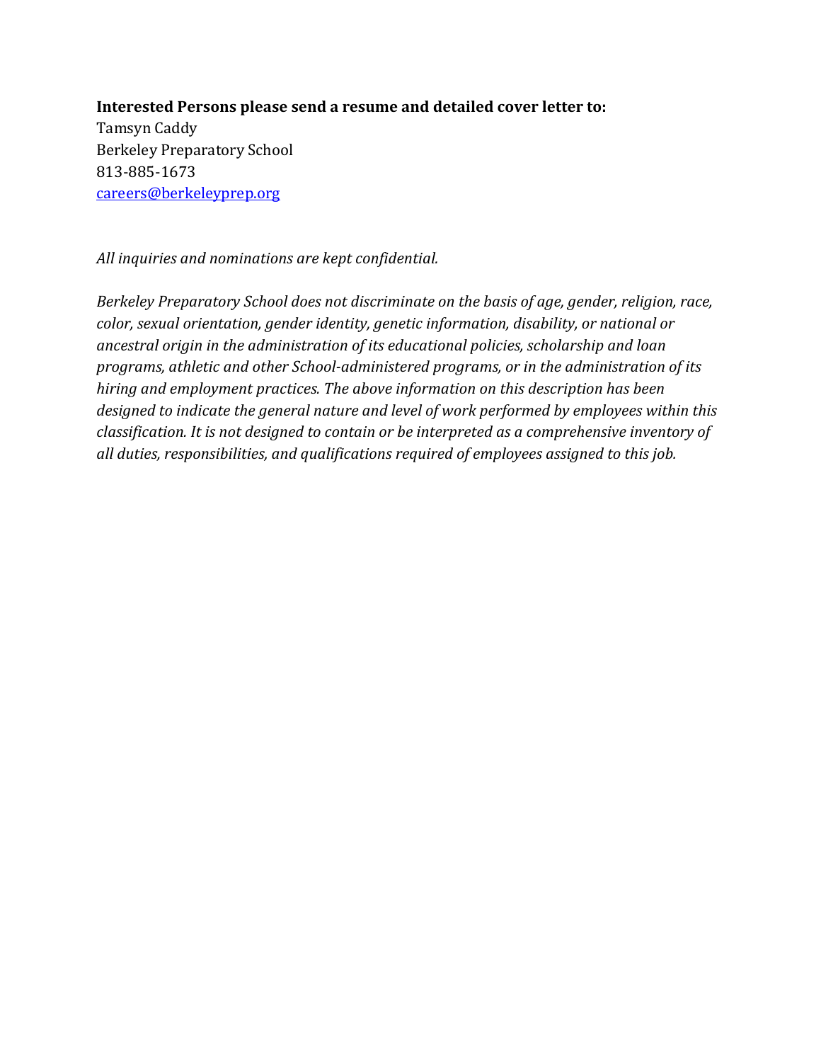**Interested Persons please send a resume and detailed cover letter to:**
Tamsyn Caddy
Berkeley Preparatory School
813-885-1673
careers@berkeleyprep.org

*All inquiries and nominations are kept confidential.*

*Berkeley Preparatory School does not discriminate on the basis of age, gender, religion, race, color, sexual orientation, gender identity, genetic information, disability, or national or ancestral origin in the administration of its educational policies, scholarship and loan programs, athletic and other School-administered programs, or in the administration of its hiring and employment practices. The above information on this description has been designed to indicate the general nature and level of work performed by employees within this classification. It is not designed to contain or be interpreted as a comprehensive inventory of all duties, responsibilities, and qualifications required of employees assigned to this job.*